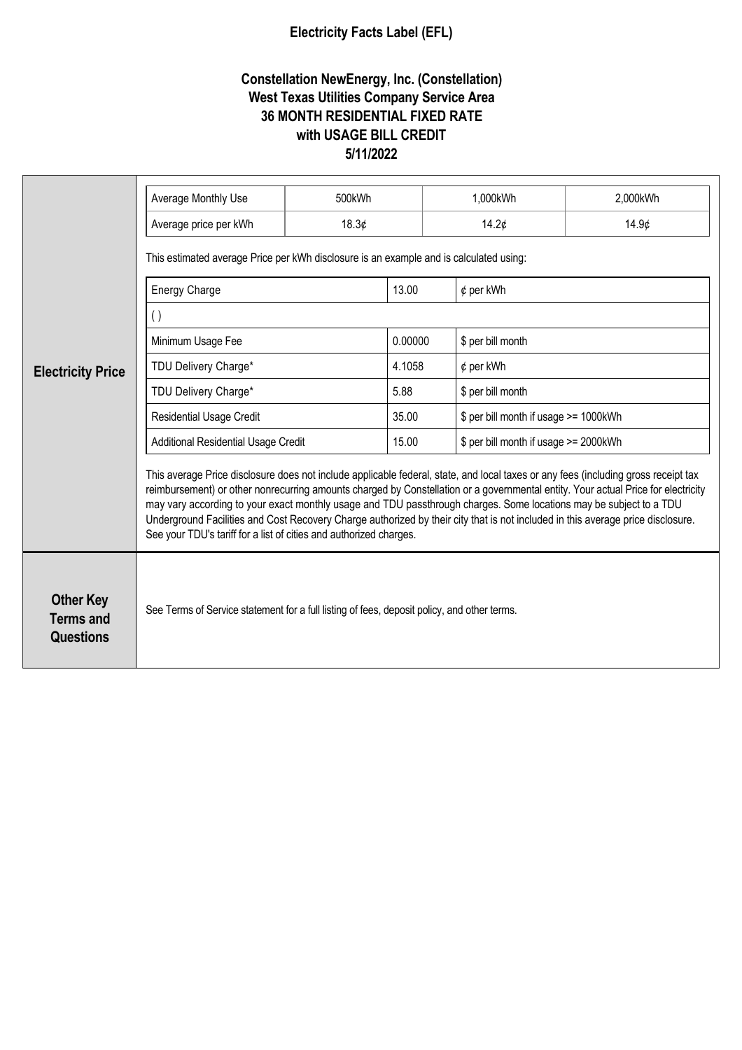# Electricity Facts Label (EFL)

## Constellation NewEnergy, Inc. (Constellation)
## West Texas Utilities Company Service Area
## 36 MONTH RESIDENTIAL FIXED RATE
## with USAGE BILL CREDIT
## 5/11/2022

### Electricity Price

| Average Monthly Use | 500kWh | 1,000kWh | 2,000kWh |
|---|---|---|---|
| Average price per kWh | 18.3¢ | 14.2¢ | 14.9¢ |

This estimated average Price per kWh disclosure is an example and is calculated using:

| Energy Charge | 13.00 | ¢ per kWh |
|---|---|---|
| ( ) | | |
| Minimum Usage Fee | 0.00000 | $ per bill month |
| TDU Delivery Charge* | 4.1058 | ¢ per kWh |
| TDU Delivery Charge* | 5.88 | $ per bill month |
| Residential Usage Credit | 35.00 | $ per bill month if usage >= 1000kWh |
| Additional Residential Usage Credit | 15.00 | $ per bill month if usage >= 2000kWh |

This average Price disclosure does not include applicable federal, state, and local taxes or any fees (including gross receipt tax reimbursement) or other nonrecurring amounts charged by Constellation or a governmental entity. Your actual Price for electricity may vary according to your exact monthly usage and TDU passthrough charges. Some locations may be subject to a TDU Underground Facilities and Cost Recovery Charge authorized by their city that is not included in this average price disclosure. See your TDU's tariff for a list of cities and authorized charges.

### Other Key Terms and Questions

See Terms of Service statement for a full listing of fees, deposit policy, and other terms.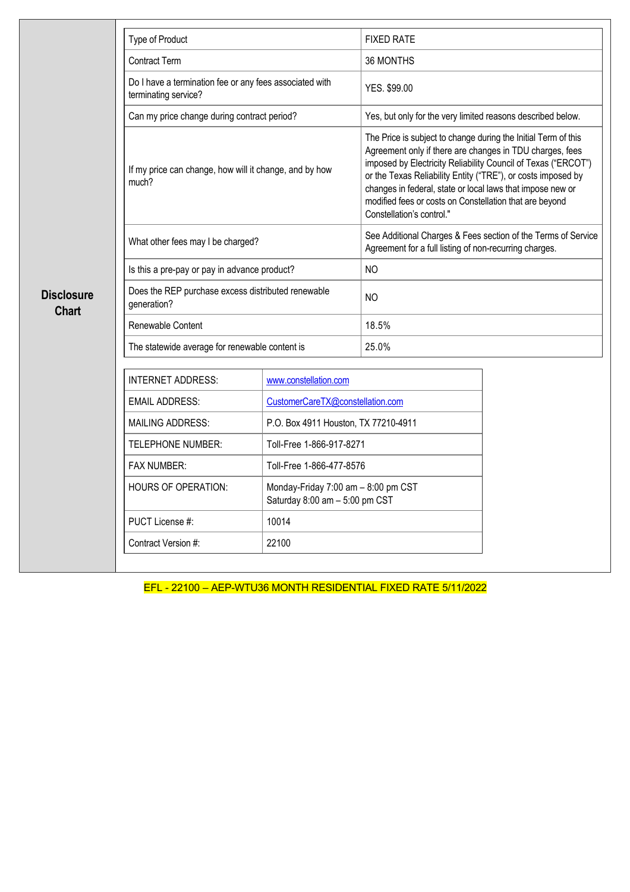## Disclosure Chart

| | |
|---|---|
| Type of Product | FIXED RATE |
| Contract Term | 36 MONTHS |
| Do I have a termination fee or any fees associated with terminating service? | YES. $99.00 |
| Can my price change during contract period? | Yes, but only for the very limited reasons described below. |
| If my price can change, how will it change, and by how much? | The Price is subject to change during the Initial Term of this Agreement only if there are changes in TDU charges, fees imposed by Electricity Reliability Council of Texas ("ERCOT") or the Texas Reliability Entity ("TRE"), or costs imposed by changes in federal, state or local laws that impose new or modified fees or costs on Constellation that are beyond Constellation's control." |
| What other fees may I be charged? | See Additional Charges & Fees section of the Terms of Service Agreement for a full listing of non-recurring charges. |
| Is this a pre-pay or pay in advance product? | NO |
| Does the REP purchase excess distributed renewable generation? | NO |
| Renewable Content | 18.5% |
| The statewide average for renewable content is | 25.0% |

| | |
|---|---|
| INTERNET ADDRESS: | www.constellation.com |
| EMAIL ADDRESS: | CustomerCareTX@constellation.com |
| MAILING ADDRESS: | P.O. Box 4911 Houston, TX 77210-4911 |
| TELEPHONE NUMBER: | Toll-Free 1-866-917-8271 |
| FAX NUMBER: | Toll-Free 1-866-477-8576 |
| HOURS OF OPERATION: | Monday-Friday 7:00 am – 8:00 pm CST<br>Saturday 8:00 am – 5:00 pm CST |
| PUCT License #: | 10014 |
| Contract Version #: | 22100 |

EFL - 22100 – AEP-WTU36 MONTH RESIDENTIAL FIXED RATE 5/11/2022